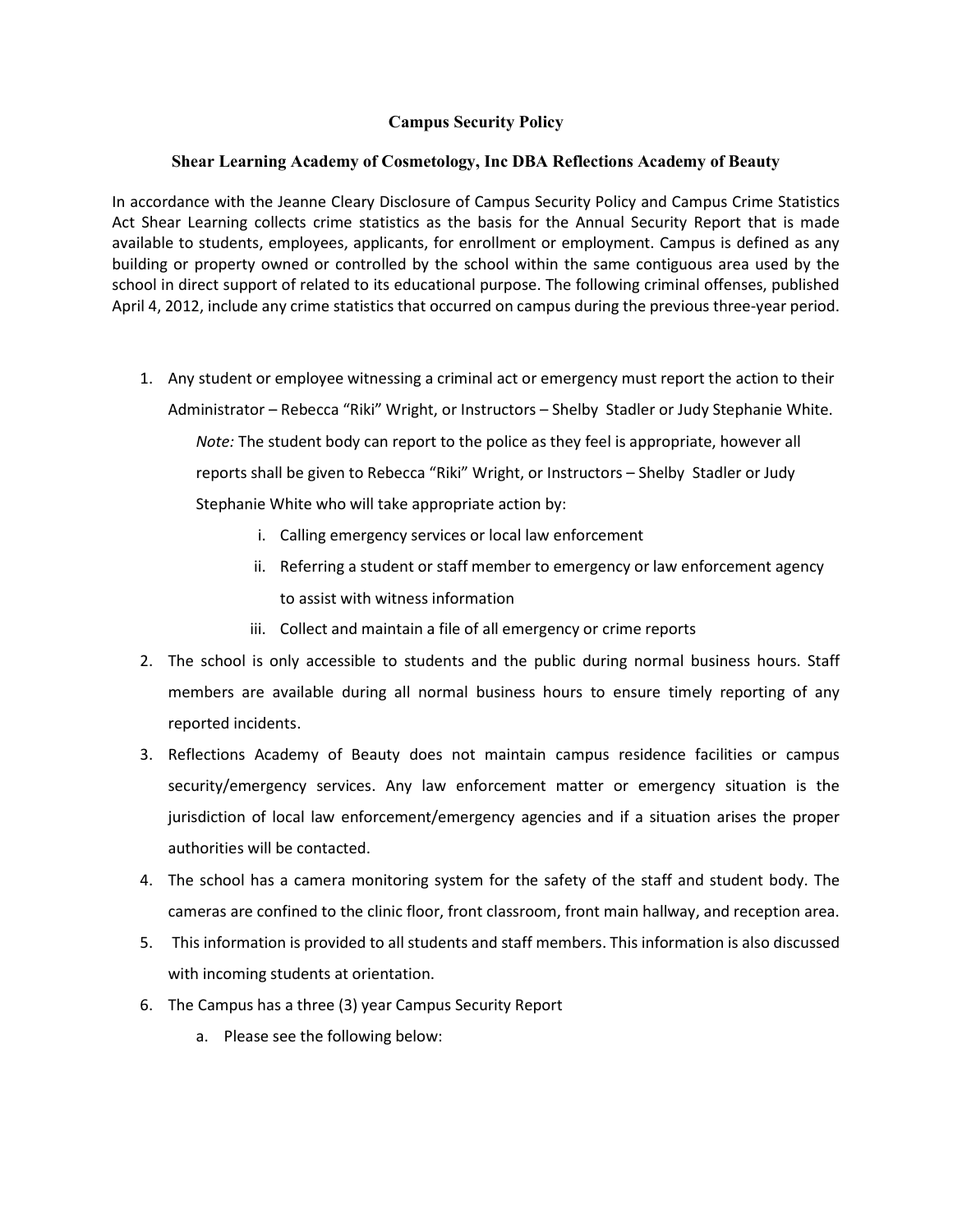# Campus Security Policy

## Shear Learning Academy of Cosmetology, Inc DBA Reflections Academy of Beauty

In accordance with the Jeanne Cleary Disclosure of Campus Security Policy and Campus Crime Statistics Act Shear Learning collects crime statistics as the basis for the Annual Security Report that is made available to students, employees, applicants, for enrollment or employment. Campus is defined as any building or property owned or controlled by the school within the same contiguous area used by the school in direct support of related to its educational purpose. The following criminal offenses, published April 4, 2012, include any crime statistics that occurred on campus during the previous three-year period.

1. Any student or employee witnessing a criminal act or emergency must report the action to their Administrator – Rebecca "Riki" Wright, or Instructors – Shelby Stadler or Judy Stephanie White.

   *Note:* The student body can report to the police as they feel is appropriate, however all reports shall be given to Rebecca "Riki" Wright, or Instructors – Shelby Stadler or Judy Stephanie White who will take appropriate action by:

   i. Calling emergency services or local law enforcement
   ii. Referring a student or staff member to emergency or law enforcement agency to assist with witness information
   iii. Collect and maintain a file of all emergency or crime reports

2. The school is only accessible to students and the public during normal business hours. Staff members are available during all normal business hours to ensure timely reporting of any reported incidents.
3. Reflections Academy of Beauty does not maintain campus residence facilities or campus security/emergency services. Any law enforcement matter or emergency situation is the jurisdiction of local law enforcement/emergency agencies and if a situation arises the proper authorities will be contacted.
4. The school has a camera monitoring system for the safety of the staff and student body. The cameras are confined to the clinic floor, front classroom, front main hallway, and reception area.
5. This information is provided to all students and staff members. This information is also discussed with incoming students at orientation.
6. The Campus has a three (3) year Campus Security Report
   a. Please see the following below: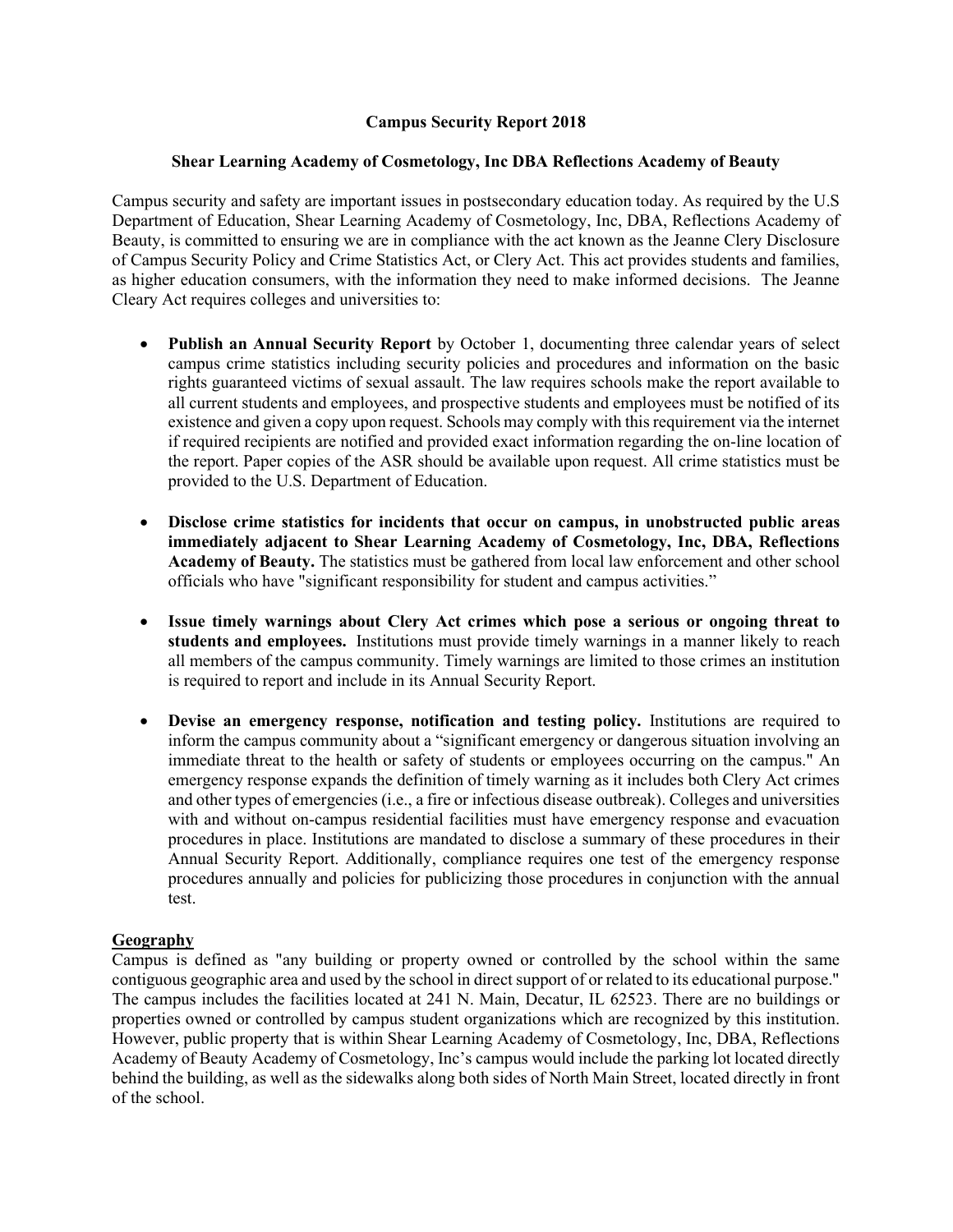**Campus Security Report 2018**

**Shear Learning Academy of Cosmetology, Inc DBA Reflections Academy of Beauty**

Campus security and safety are important issues in postsecondary education today. As required by the U.S Department of Education, Shear Learning Academy of Cosmetology, Inc, DBA, Reflections Academy of Beauty, is committed to ensuring we are in compliance with the act known as the Jeanne Clery Disclosure of Campus Security Policy and Crime Statistics Act, or Clery Act. This act provides students and families, as higher education consumers, with the information they need to make informed decisions. The Jeanne Cleary Act requires colleges and universities to:

- **Publish an Annual Security Report** by October 1, documenting three calendar years of select campus crime statistics including security policies and procedures and information on the basic rights guaranteed victims of sexual assault. The law requires schools make the report available to all current students and employees, and prospective students and employees must be notified of its existence and given a copy upon request. Schools may comply with this requirement via the internet if required recipients are notified and provided exact information regarding the on-line location of the report. Paper copies of the ASR should be available upon request. All crime statistics must be provided to the U.S. Department of Education.

- **Disclose crime statistics for incidents that occur on campus, in unobstructed public areas immediately adjacent to Shear Learning Academy of Cosmetology, Inc, DBA, Reflections Academy of Beauty.** The statistics must be gathered from local law enforcement and other school officials who have "significant responsibility for student and campus activities."

- **Issue timely warnings about Clery Act crimes which pose a serious or ongoing threat to students and employees.** Institutions must provide timely warnings in a manner likely to reach all members of the campus community. Timely warnings are limited to those crimes an institution is required to report and include in its Annual Security Report.

- **Devise an emergency response, notification and testing policy.** Institutions are required to inform the campus community about a "significant emergency or dangerous situation involving an immediate threat to the health or safety of students or employees occurring on the campus." An emergency response expands the definition of timely warning as it includes both Clery Act crimes and other types of emergencies (i.e., a fire or infectious disease outbreak). Colleges and universities with and without on-campus residential facilities must have emergency response and evacuation procedures in place. Institutions are mandated to disclose a summary of these procedures in their Annual Security Report. Additionally, compliance requires one test of the emergency response procedures annually and policies for publicizing those procedures in conjunction with the annual test.

**Geography**

Campus is defined as "any building or property owned or controlled by the school within the same contiguous geographic area and used by the school in direct support of or related to its educational purpose." The campus includes the facilities located at 241 N. Main, Decatur, IL 62523. There are no buildings or properties owned or controlled by campus student organizations which are recognized by this institution. However, public property that is within Shear Learning Academy of Cosmetology, Inc, DBA, Reflections Academy of Beauty Academy of Cosmetology, Inc's campus would include the parking lot located directly behind the building, as well as the sidewalks along both sides of North Main Street, located directly in front of the school.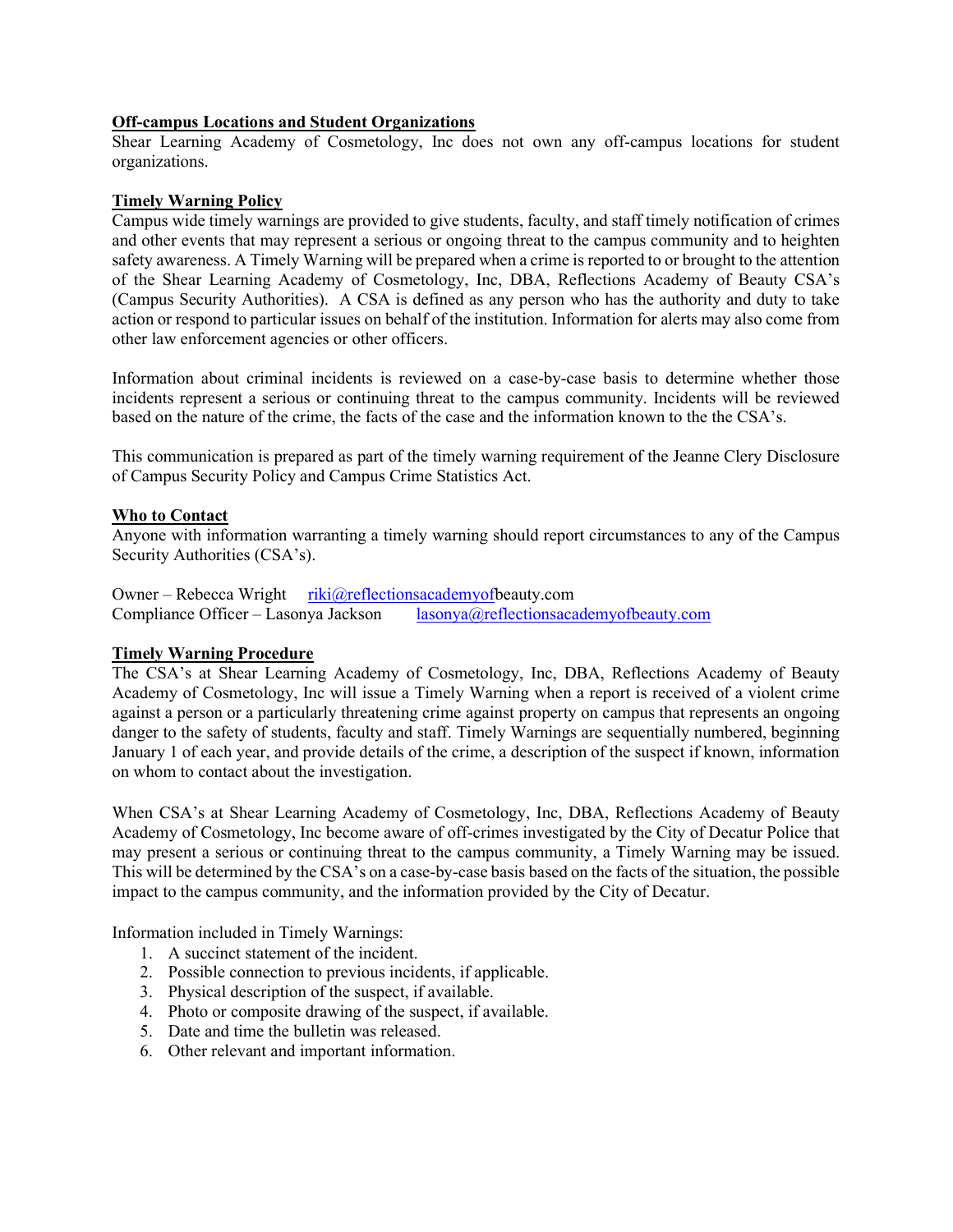## Off-campus Locations and Student Organizations

Shear Learning Academy of Cosmetology, Inc does not own any off-campus locations for student organizations.

## Timely Warning Policy

Campus wide timely warnings are provided to give students, faculty, and staff timely notification of crimes and other events that may represent a serious or ongoing threat to the campus community and to heighten safety awareness. A Timely Warning will be prepared when a crime is reported to or brought to the attention of the Shear Learning Academy of Cosmetology, Inc, DBA, Reflections Academy of Beauty CSA's (Campus Security Authorities). A CSA is defined as any person who has the authority and duty to take action or respond to particular issues on behalf of the institution. Information for alerts may also come from other law enforcement agencies or other officers.

Information about criminal incidents is reviewed on a case-by-case basis to determine whether those incidents represent a serious or continuing threat to the campus community. Incidents will be reviewed based on the nature of the crime, the facts of the case and the information known to the the CSA's.

This communication is prepared as part of the timely warning requirement of the Jeanne Clery Disclosure of Campus Security Policy and Campus Crime Statistics Act.

## Who to Contact

Anyone with information warranting a timely warning should report circumstances to any of the Campus Security Authorities (CSA's).

Owner – Rebecca Wright riki@reflectionsacademyofbeauty.com
Compliance Officer – Lasonya Jackson lasonya@reflectionsacademyofbeauty.com

## Timely Warning Procedure

The CSA's at Shear Learning Academy of Cosmetology, Inc, DBA, Reflections Academy of Beauty Academy of Cosmetology, Inc will issue a Timely Warning when a report is received of a violent crime against a person or a particularly threatening crime against property on campus that represents an ongoing danger to the safety of students, faculty and staff. Timely Warnings are sequentially numbered, beginning January 1 of each year, and provide details of the crime, a description of the suspect if known, information on whom to contact about the investigation.

When CSA's at Shear Learning Academy of Cosmetology, Inc, DBA, Reflections Academy of Beauty Academy of Cosmetology, Inc become aware of off-crimes investigated by the City of Decatur Police that may present a serious or continuing threat to the campus community, a Timely Warning may be issued. This will be determined by the CSA's on a case-by-case basis based on the facts of the situation, the possible impact to the campus community, and the information provided by the City of Decatur.

Information included in Timely Warnings:

1. A succinct statement of the incident.
2. Possible connection to previous incidents, if applicable.
3. Physical description of the suspect, if available.
4. Photo or composite drawing of the suspect, if available.
5. Date and time the bulletin was released.
6. Other relevant and important information.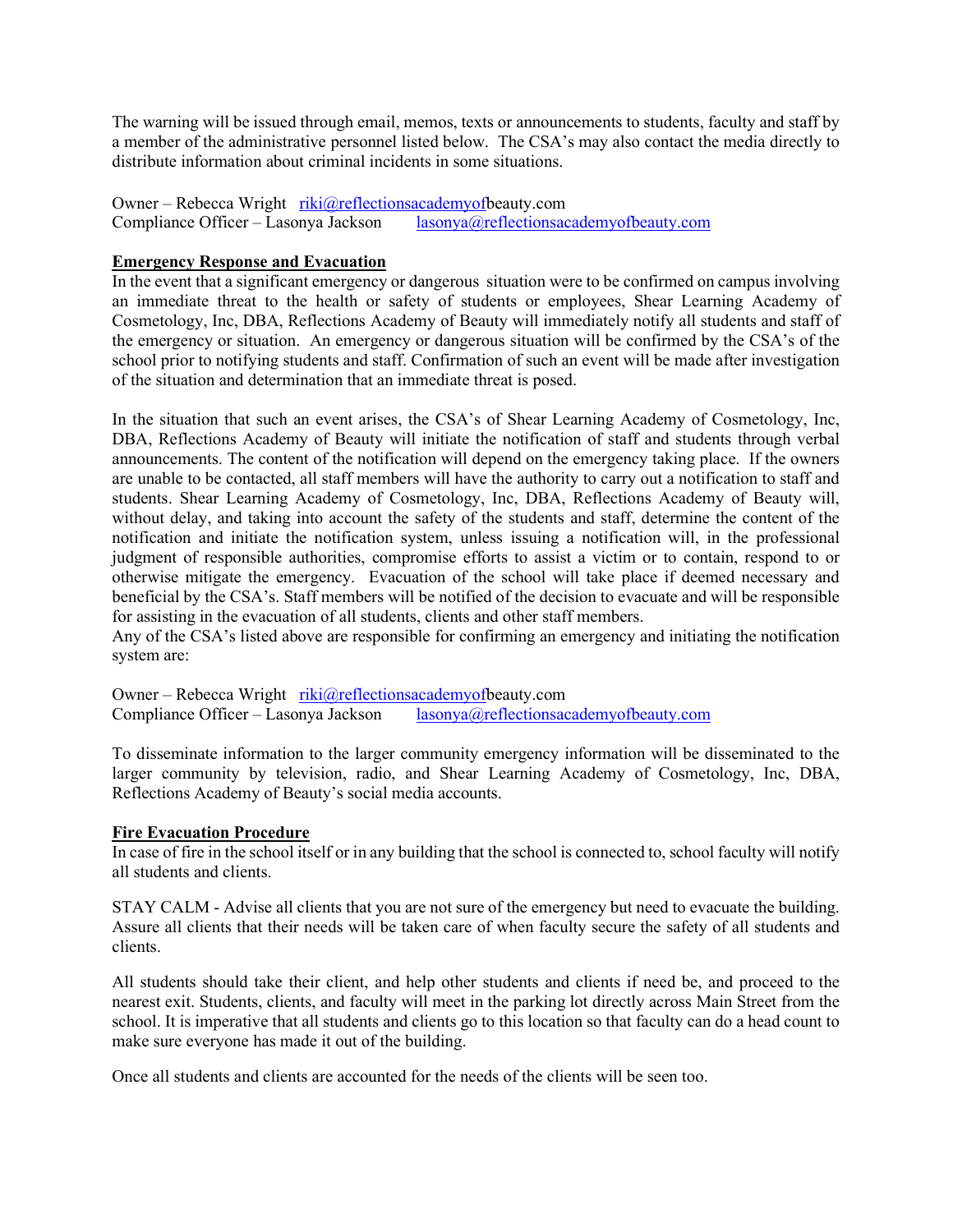The warning will be issued through email, memos, texts or announcements to students, faculty and staff by a member of the administrative personnel listed below. The CSA's may also contact the media directly to distribute information about criminal incidents in some situations.

Owner – Rebecca Wright riki@reflectionsacademyofbeauty.com
Compliance Officer – Lasonya Jackson lasonya@reflectionsacademyofbeauty.com

**Emergency Response and Evacuation**

In the event that a significant emergency or dangerous situation were to be confirmed on campus involving an immediate threat to the health or safety of students or employees, Shear Learning Academy of Cosmetology, Inc, DBA, Reflections Academy of Beauty will immediately notify all students and staff of the emergency or situation. An emergency or dangerous situation will be confirmed by the CSA's of the school prior to notifying students and staff. Confirmation of such an event will be made after investigation of the situation and determination that an immediate threat is posed.

In the situation that such an event arises, the CSA's of Shear Learning Academy of Cosmetology, Inc, DBA, Reflections Academy of Beauty will initiate the notification of staff and students through verbal announcements. The content of the notification will depend on the emergency taking place. If the owners are unable to be contacted, all staff members will have the authority to carry out a notification to staff and students. Shear Learning Academy of Cosmetology, Inc, DBA, Reflections Academy of Beauty will, without delay, and taking into account the safety of the students and staff, determine the content of the notification and initiate the notification system, unless issuing a notification will, in the professional judgment of responsible authorities, compromise efforts to assist a victim or to contain, respond to or otherwise mitigate the emergency. Evacuation of the school will take place if deemed necessary and beneficial by the CSA's. Staff members will be notified of the decision to evacuate and will responsible for assisting in the evacuation of all students, clients and other staff members.
Any of the CSA's listed above are responsible for confirming an emergency and initiating the notification system are:

Owner – Rebecca Wright riki@reflectionsacademyofbeauty.com
Compliance Officer – Lasonya Jackson lasonya@reflectionsacademyofbeauty.com

To disseminate information to the larger community emergency information will be disseminated to the larger community by television, radio, and Shear Learning Academy of Cosmetology, Inc, DBA, Reflections Academy of Beauty's social media accounts.

**Fire Evacuation Procedure**

In case of fire in the school itself or in any building that the school is connected to, school faculty will notify all students and clients.

STAY CALM - Advise all clients that you are not sure of the emergency but need to evacuate the building. Assure all clients that their needs will be taken care of when faculty secure the safety of all students and clients.

All students should take their client, and help other students and clients if need be, and proceed to the nearest exit. Students, clients, and faculty will meet in the parking lot directly across Main Street from the school. It is imperative that all students and clients go to this location so that faculty can do a head count to make sure everyone has made it out of the building.

Once all students and clients are accounted for the needs of the clients will be seen too.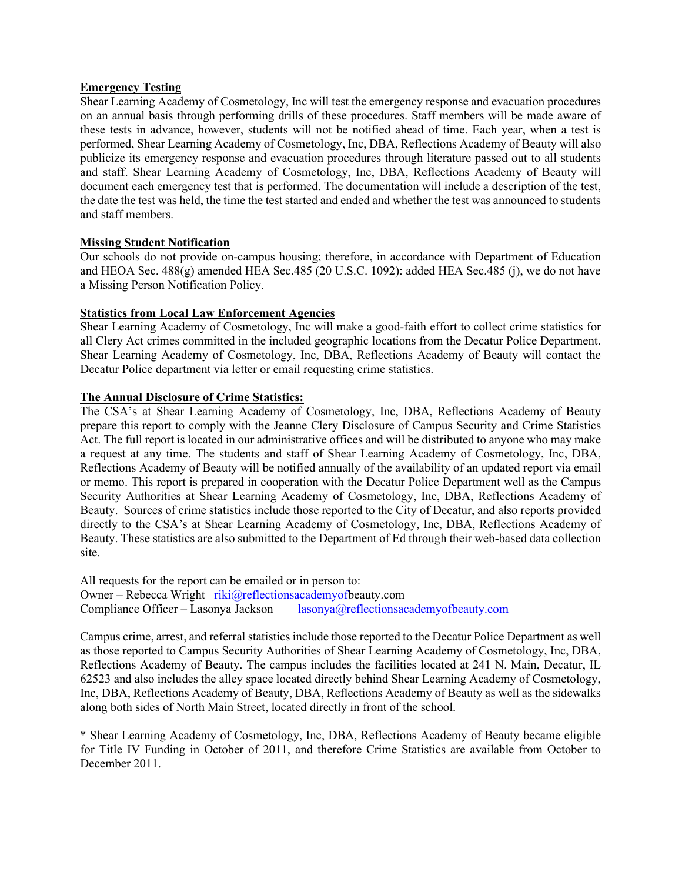**Emergency Testing**

Shear Learning Academy of Cosmetology, Inc will test the emergency response and evacuation procedures on an annual basis through performing drills of these procedures. Staff members will be made aware of these tests in advance, however, students will not be notified ahead of time. Each year, when a test is performed, Shear Learning Academy of Cosmetology, Inc, DBA, Reflections Academy of Beauty will also publicize its emergency response and evacuation procedures through literature passed out to all students and staff. Shear Learning Academy of Cosmetology, Inc, DBA, Reflections Academy of Beauty will document each emergency test that is performed. The documentation will include a description of the test, the date the test was held, the time the test started and ended and whether the test was announced to students and staff members.

**Missing Student Notification**

Our schools do not provide on-campus housing; therefore, in accordance with Department of Education and HEOA Sec. 488(g) amended HEA Sec.485 (20 U.S.C. 1092): added HEA Sec.485 (j), we do not have a Missing Person Notification Policy.

**Statistics from Local Law Enforcement Agencies**

Shear Learning Academy of Cosmetology, Inc will make a good-faith effort to collect crime statistics for all Clery Act crimes committed in the included geographic locations from the Decatur Police Department. Shear Learning Academy of Cosmetology, Inc, DBA, Reflections Academy of Beauty will contact the Decatur Police department via letter or email requesting crime statistics.

**The Annual Disclosure of Crime Statistics:**

The CSA's at Shear Learning Academy of Cosmetology, Inc, DBA, Reflections Academy of Beauty prepare this report to comply with the Jeanne Clery Disclosure of Campus Security and Crime Statistics Act. The full report is located in our administrative offices and will be distributed to anyone who may make a request at any time. The students and staff of Shear Learning Academy of Cosmetology, Inc, DBA, Reflections Academy of Beauty will be notified annually of the availability of an updated report via email or memo. This report is prepared in cooperation with the Decatur Police Department well as the Campus Security Authorities at Shear Learning Academy of Cosmetology, Inc, DBA, Reflections Academy of Beauty. Sources of crime statistics include those reported to the City of Decatur, and also reports provided directly to the CSA's at Shear Learning Academy of Cosmetology, Inc, DBA, Reflections Academy of Beauty. These statistics are also submitted to the Department of Ed through their web-based data collection site.

All requests for the report can be emailed or in person to:
Owner – Rebecca Wright riki@reflectionsacademyofbeauty.com
Compliance Officer – Lasonya Jackson lasonya@reflectionsacademyofbeauty.com

Campus crime, arrest, and referral statistics include those reported to the Decatur Police Department as well as those reported to Campus Security Authorities of Shear Learning Academy of Cosmetology, Inc, DBA, Reflections Academy of Beauty. The campus includes the facilities located at 241 N. Main, Decatur, IL 62523 and also includes the alley space located directly behind Shear Learning Academy of Cosmetology, Inc, DBA, Reflections Academy of Beauty, DBA, Reflections Academy of Beauty as well as the sidewalks along both sides of North Main Street, located directly in front of the school.

* Shear Learning Academy of Cosmetology, Inc, DBA, Reflections Academy of Beauty became eligible for Title IV Funding in October of 2011, and therefore Crime Statistics are available from October to December 2011.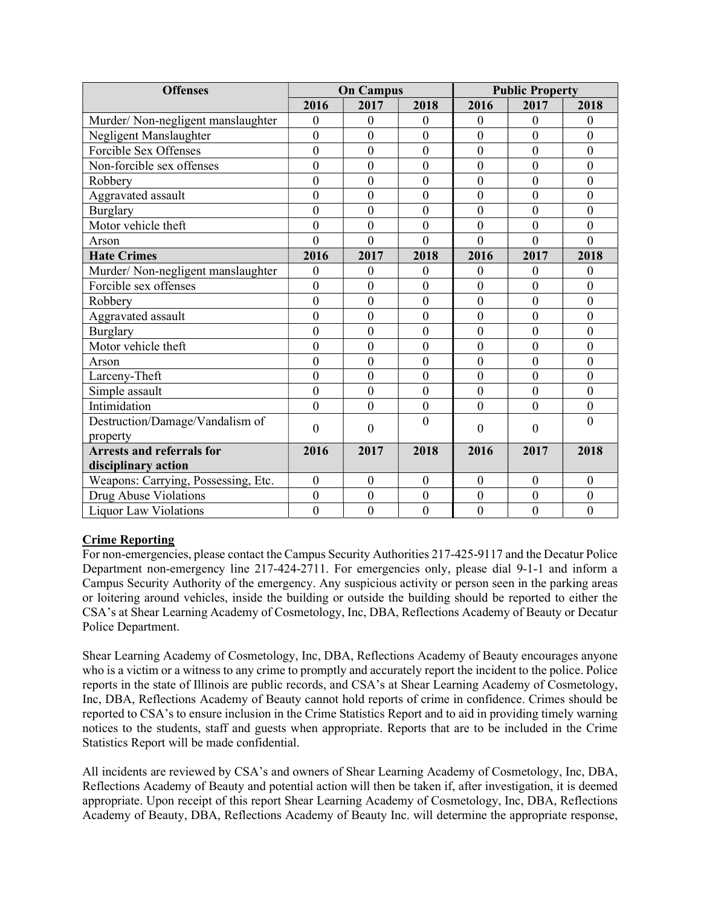| Offenses | On Campus | | | Public Property | | |
|---|---|---|---|---|---|---|
| | 2016 | 2017 | 2018 | 2016 | 2017 | 2018 |
| Murder/ Non-negligent manslaughter | 0 | 0 | 0 | 0 | 0 | 0 |
| Negligent Manslaughter | 0 | 0 | 0 | 0 | 0 | 0 |
| Forcible Sex Offenses | 0 | 0 | 0 | 0 | 0 | 0 |
| Non-forcible sex offenses | 0 | 0 | 0 | 0 | 0 | 0 |
| Robbery | 0 | 0 | 0 | 0 | 0 | 0 |
| Aggravated assault | 0 | 0 | 0 | 0 | 0 | 0 |
| Burglary | 0 | 0 | 0 | 0 | 0 | 0 |
| Motor vehicle theft | 0 | 0 | 0 | 0 | 0 | 0 |
| Arson | 0 | 0 | 0 | 0 | 0 | 0 |
| **Hate Crimes** | **2016** | **2017** | **2018** | **2016** | **2017** | **2018** |
| Murder/ Non-negligent manslaughter | 0 | 0 | 0 | 0 | 0 | 0 |
| Forcible sex offenses | 0 | 0 | 0 | 0 | 0 | 0 |
| Robbery | 0 | 0 | 0 | 0 | 0 | 0 |
| Aggravated assault | 0 | 0 | 0 | 0 | 0 | 0 |
| Burglary | 0 | 0 | 0 | 0 | 0 | 0 |
| Motor vehicle theft | 0 | 0 | 0 | 0 | 0 | 0 |
| Arson | 0 | 0 | 0 | 0 | 0 | 0 |
| Larceny-Theft | 0 | 0 | 0 | 0 | 0 | 0 |
| Simple assault | 0 | 0 | 0 | 0 | 0 | 0 |
| Intimidation | 0 | 0 | 0 | 0 | 0 | 0 |
| Destruction/Damage/Vandalism of property | 0 | 0 | 0 | 0 | 0 | 0 |
| **Arrests and referrals for disciplinary action** | **2016** | **2017** | **2018** | **2016** | **2017** | **2018** |
| Weapons: Carrying, Possessing, Etc. | 0 | 0 | 0 | 0 | 0 | 0 |
| Drug Abuse Violations | 0 | 0 | 0 | 0 | 0 | 0 |
| Liquor Law Violations | 0 | 0 | 0 | 0 | 0 | 0 |

**Crime Reporting**

For non-emergencies, please contact the Campus Security Authorities 217-425-9117 and the Decatur Police Department non-emergency line 217-424-2711. For emergencies only, please dial 9-1-1 and inform a Campus Security Authority of the emergency. Any suspicious activity or person seen in the parking areas or loitering around vehicles, inside the building or outside the building should be reported to either the CSA's at Shear Learning Academy of Cosmetology, Inc, DBA, Reflections Academy of Beauty or Decatur Police Department.

Shear Learning Academy of Cosmetology, Inc, DBA, Reflections Academy of Beauty encourages anyone who is a victim or a witness to any crime to promptly and accurately report the incident to the police. Police reports in the state of Illinois are public records, and CSA's at Shear Learning Academy of Cosmetology, Inc, DBA, Reflections Academy of Beauty cannot hold reports of crime in confidence. Crimes should be reported to CSA's to ensure inclusion in the Crime Statistics Report and to aid in providing timely warning notices to the students, staff and guests when appropriate. Reports that are to be included in the Crime Statistics Report will be made confidential.

All incidents are reviewed by CSA's and owners of Shear Learning Academy of Cosmetology, Inc, DBA, Reflections Academy of Beauty and potential action will then be taken if, after investigation, it is deemed appropriate. Upon receipt of this report Shear Learning Academy of Cosmetology, Inc, DBA, Reflections Academy of Beauty, DBA, Reflections Academy of Beauty Inc. will determine the appropriate response,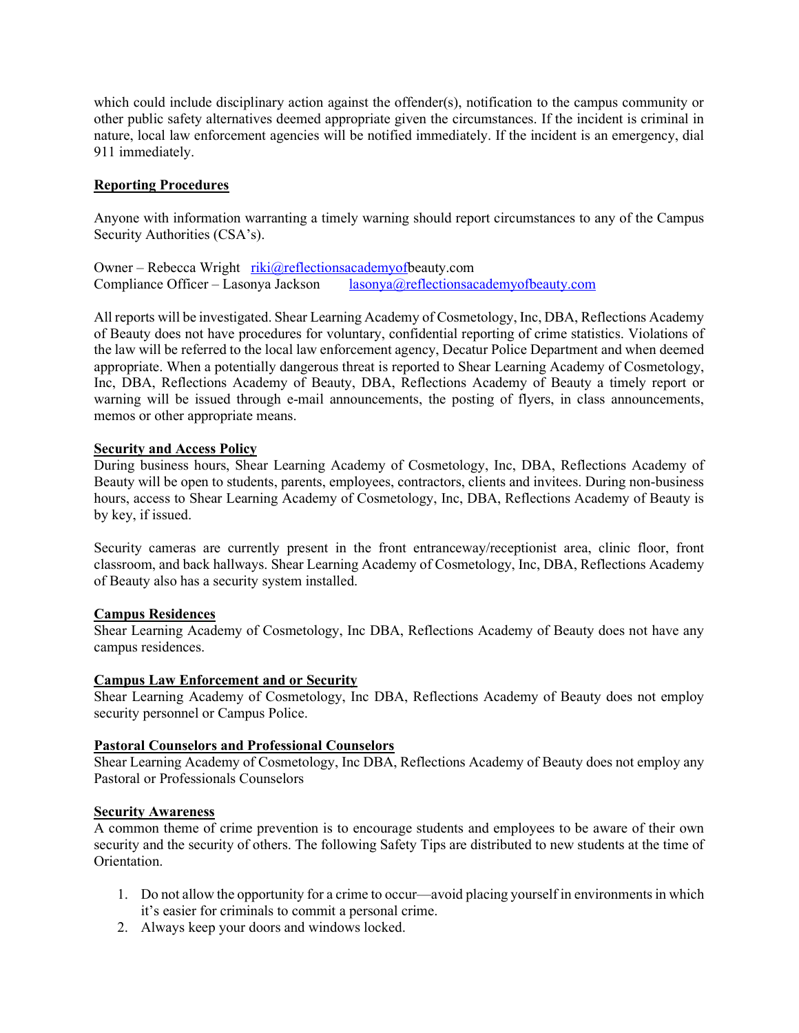which could include disciplinary action against the offender(s), notification to the campus community or other public safety alternatives deemed appropriate given the circumstances. If the incident is criminal in nature, local law enforcement agencies will be notified immediately. If the incident is an emergency, dial 911 immediately.

**Reporting Procedures**

Anyone with information warranting a timely warning should report circumstances to any of the Campus Security Authorities (CSA's).

Owner – Rebecca Wright riki@reflectionsacademyofbeauty.com
Compliance Officer – Lasonya Jackson lasonya@reflectionsacademyofbeauty.com

All reports will be investigated. Shear Learning Academy of Cosmetology, Inc, DBA, Reflections Academy of Beauty does not have procedures for voluntary, confidential reporting of crime statistics. Violations of the law will be referred to the local law enforcement agency, Decatur Police Department and when deemed appropriate. When a potentially dangerous threat is reported to Shear Learning Academy of Cosmetology, Inc, DBA, Reflections Academy of Beauty, DBA, Reflections Academy of Beauty a timely report or warning will be issued through e-mail announcements, the posting of flyers, in class announcements, memos or other appropriate means.

**Security and Access Policy**

During business hours, Shear Learning Academy of Cosmetology, Inc, DBA, Reflections Academy of Beauty will be open to students, parents, employees, contractors, clients and invitees. During non-business hours, access to Shear Learning Academy of Cosmetology, Inc, DBA, Reflections Academy of Beauty is by key, if issued.

Security cameras are currently present in the front entranceway/receptionist area, clinic floor, front classroom, and back hallways. Shear Learning Academy of Cosmetology, Inc, DBA, Reflections Academy of Beauty also has a security system installed.

**Campus Residences**

Shear Learning Academy of Cosmetology, Inc DBA, Reflections Academy of Beauty does not have any campus residences.

**Campus Law Enforcement and or Security**

Shear Learning Academy of Cosmetology, Inc DBA, Reflections Academy of Beauty does not employ security personnel or Campus Police.

**Pastoral Counselors and Professional Counselors**

Shear Learning Academy of Cosmetology, Inc DBA, Reflections Academy of Beauty does not employ any Pastoral or Professionals Counselors

**Security Awareness**

A common theme of crime prevention is to encourage students and employees to be aware of their own security and the security of others. The following Safety Tips are distributed to new students at the time of Orientation.

1. Do not allow the opportunity for a crime to occur—avoid placing yourself in environments in which it's easier for criminals to commit a personal crime.
2. Always keep your doors and windows locked.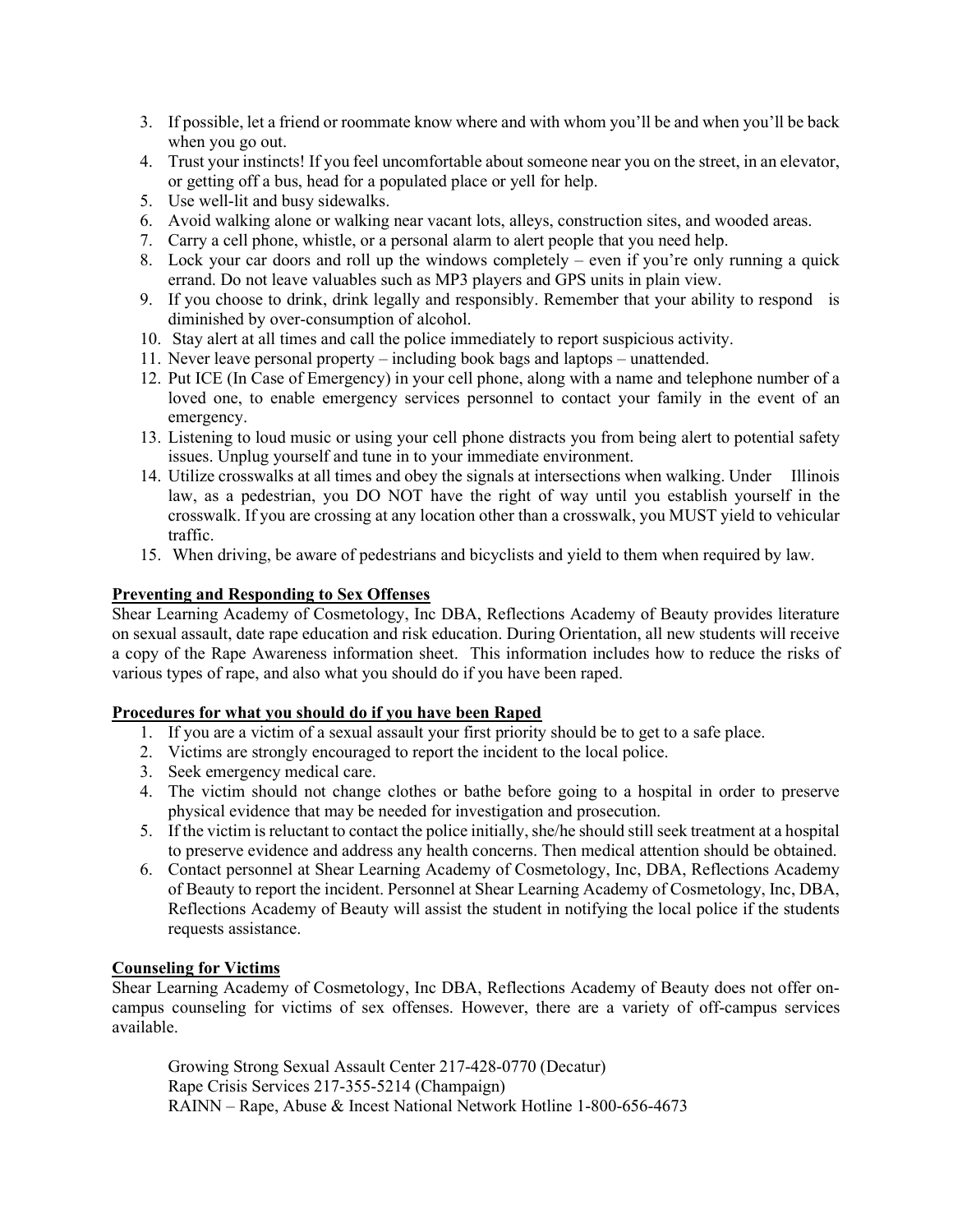3. If possible, let a friend or roommate know where and with whom you'll be and when you'll be back when you go out.
4. Trust your instincts! If you feel uncomfortable about someone near you on the street, in an elevator, or getting off a bus, head for a populated place or yell for help.
5. Use well-lit and busy sidewalks.
6. Avoid walking alone or walking near vacant lots, alleys, construction sites, and wooded areas.
7. Carry a cell phone, whistle, or a personal alarm to alert people that you need help.
8. Lock your car doors and roll up the windows completely – even if you're only running a quick errand. Do not leave valuables such as MP3 players and GPS units in plain view.
9. If you choose to drink, drink legally and responsibly. Remember that your ability to respond is diminished by over-consumption of alcohol.
10. Stay alert at all times and call the police immediately to report suspicious activity.
11. Never leave personal property – including book bags and laptops – unattended.
12. Put ICE (In Case of Emergency) in your cell phone, along with a name and telephone number of a loved one, to enable emergency services personnel to contact your family in the event of an emergency.
13. Listening to loud music or using your cell phone distracts you from being alert to potential safety issues. Unplug yourself and tune in to your immediate environment.
14. Utilize crosswalks at all times and obey the signals at intersections when walking. Under Illinois law, as a pedestrian, you DO NOT have the right of way until you establish yourself in the crosswalk. If you are crossing at any location other than a crosswalk, you MUST yield to vehicular traffic.
15. When driving, be aware of pedestrians and bicyclists and yield to them when required by law.

**Preventing and Responding to Sex Offenses**

Shear Learning Academy of Cosmetology, Inc DBA, Reflections Academy of Beauty provides literature on sexual assault, date rape education and risk education. During Orientation, all new students will receive a copy of the Rape Awareness information sheet. This information includes how to reduce the risks of various types of rape, and also what you should do if you have been raped.

**Procedures for what you should do if you have been Raped**

1. If you are a victim of a sexual assault your first priority should be to get to a safe place.
2. Victims are strongly encouraged to report the incident to the local police.
3. Seek emergency medical care.
4. The victim should not change clothes or bathe before going to a hospital in order to preserve physical evidence that may be needed for investigation and prosecution.
5. If the victim is reluctant to contact the police initially, she/he should still seek treatment at a hospital to preserve evidence and address any health concerns. Then medical attention should be obtained.
6. Contact personnel at Shear Learning Academy of Cosmetology, Inc, DBA, Reflections Academy of Beauty to report the incident. Personnel at Shear Learning Academy of Cosmetology, Inc, DBA, Reflections Academy of Beauty will assist the student in notifying the local police if the students requests assistance.

**Counseling for Victims**

Shear Learning Academy of Cosmetology, Inc DBA, Reflections Academy of Beauty does not offer on-campus counseling for victims of sex offenses. However, there are a variety of off-campus services available.

Growing Strong Sexual Assault Center 217-428-0770 (Decatur)
Rape Crisis Services 217-355-5214 (Champaign)
RAINN – Rape, Abuse & Incest National Network Hotline 1-800-656-4673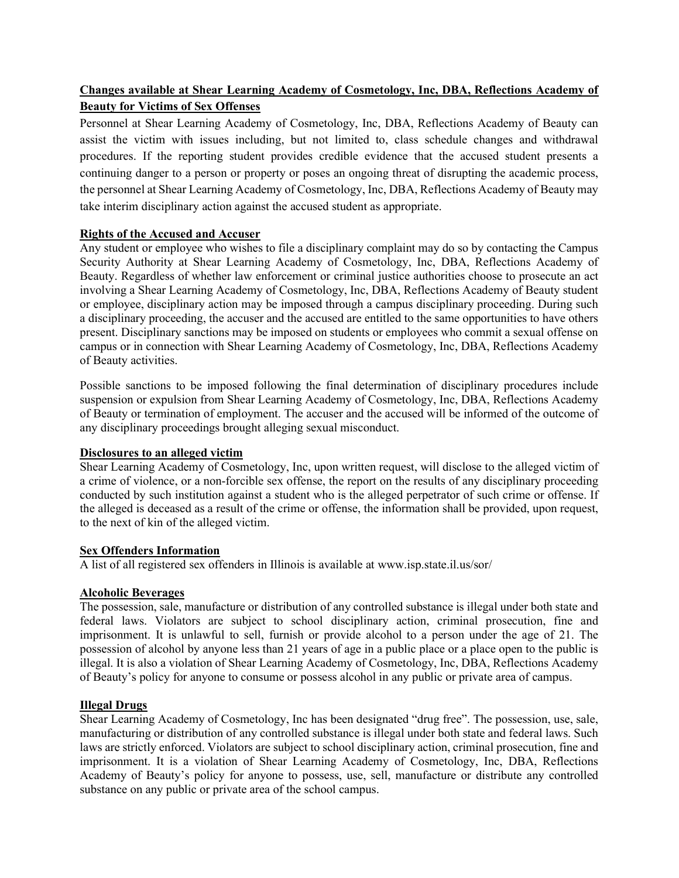## Changes available at Shear Learning Academy of Cosmetology, Inc, DBA, Reflections Academy of Beauty for Victims of Sex Offenses

Personnel at Shear Learning Academy of Cosmetology, Inc, DBA, Reflections Academy of Beauty can assist the victim with issues including, but not limited to, class schedule changes and withdrawal procedures. If the reporting student provides credible evidence that the accused student presents a continuing danger to a person or property or poses an ongoing threat of disrupting the academic process, the personnel at Shear Learning Academy of Cosmetology, Inc, DBA, Reflections Academy of Beauty may take interim disciplinary action against the accused student as appropriate.

## Rights of the Accused and Accuser

Any student or employee who wishes to file a disciplinary complaint may do so by contacting the Campus Security Authority at Shear Learning Academy of Cosmetology, Inc, DBA, Reflections Academy of Beauty. Regardless of whether law enforcement or criminal justice authorities choose to prosecute an act involving a Shear Learning Academy of Cosmetology, Inc, DBA, Reflections Academy of Beauty student or employee, disciplinary action may be imposed through a campus disciplinary proceeding. During such a disciplinary proceeding, the accuser and the accused are entitled to the same opportunities to have others present. Disciplinary sanctions may be imposed on students or employees who commit a sexual offense on campus or in connection with Shear Learning Academy of Cosmetology, Inc, DBA, Reflections Academy of Beauty activities.

Possible sanctions to be imposed following the final determination of disciplinary procedures include suspension or expulsion from Shear Learning Academy of Cosmetology, Inc, DBA, Reflections Academy of Beauty or termination of employment. The accuser and the accused will be informed of the outcome of any disciplinary proceedings brought alleging sexual misconduct.

## Disclosures to an alleged victim

Shear Learning Academy of Cosmetology, Inc, upon written request, will disclose to the alleged victim of a crime of violence, or a non-forcible sex offense, the report on the results of any disciplinary proceeding conducted by such institution against a student who is the alleged perpetrator of such crime or offense. If the alleged is deceased as a result of the crime or offense, the information shall be provided, upon request, to the next of kin of the alleged victim.

## Sex Offenders Information

A list of all registered sex offenders in Illinois is available at www.isp.state.il.us/sor/

## Alcoholic Beverages

The possession, sale, manufacture or distribution of any controlled substance is illegal under both state and federal laws. Violators are subject to school disciplinary action, criminal prosecution, fine and imprisonment. It is unlawful to sell, furnish or provide alcohol to a person under the age of 21. The possession of alcohol by anyone less than 21 years of age in a public place or a place open to the public is illegal. It is also a violation of Shear Learning Academy of Cosmetology, Inc, DBA, Reflections Academy of Beauty's policy for anyone to consume or possess alcohol in any public or private area of campus.

## Illegal Drugs

Shear Learning Academy of Cosmetology, Inc has been designated "drug free". The possession, use, sale, manufacturing or distribution of any controlled substance is illegal under both state and federal laws. Such laws are strictly enforced. Violators are subject to school disciplinary action, criminal prosecution, fine and imprisonment. It is a violation of Shear Learning Academy of Cosmetology, Inc, DBA, Reflections Academy of Beauty's policy for anyone to possess, use, sell, manufacture or distribute any controlled substance on any public or private area of the school campus.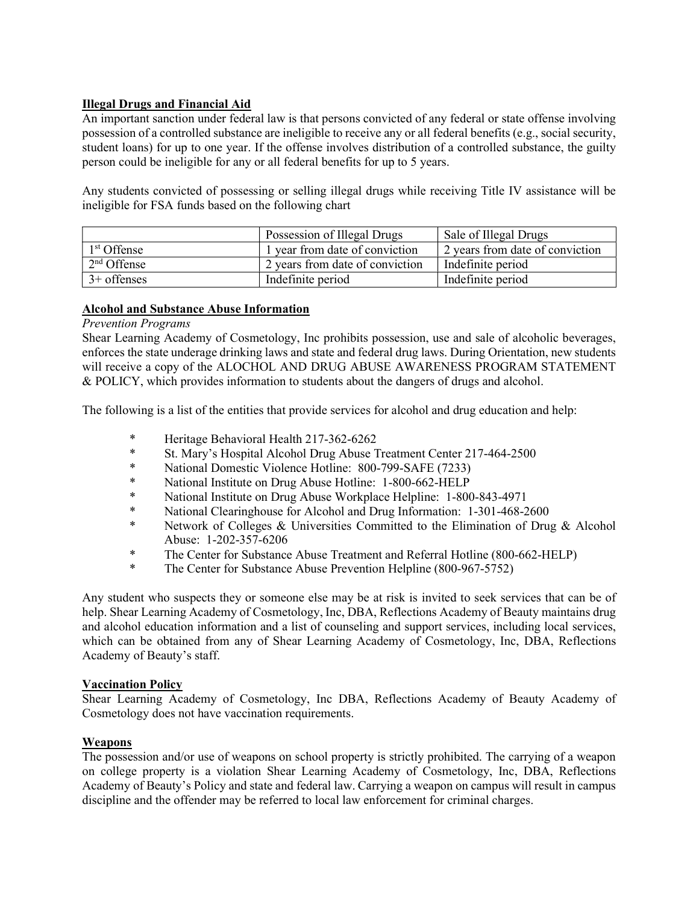**Illegal Drugs and Financial Aid**

An important sanction under federal law is that persons convicted of any federal or state offense involving possession of a controlled substance are ineligible to receive any or all federal benefits (e.g., social security, student loans) for up to one year. If the offense involves distribution of a controlled substance, the guilty person could be ineligible for any or all federal benefits for up to 5 years.

Any students convicted of possessing or selling illegal drugs while receiving Title IV assistance will be ineligible for FSA funds based on the following chart

| | Possession of Illegal Drugs | Sale of Illegal Drugs |
|---|---|---|
| 1st Offense | 1 year from date of conviction | 2 years from date of conviction |
| 2nd Offense | 2 years from date of conviction | Indefinite period |
| 3+ offenses | Indefinite period | Indefinite period |

**Alcohol and Substance Abuse Information**

*Prevention Programs*

Shear Learning Academy of Cosmetology, Inc prohibits possession, use and sale of alcoholic beverages, enforces the state underage drinking laws and state and federal drug laws. During Orientation, new students will receive a copy of the ALOCHOL AND DRUG ABUSE AWARENESS PROGRAM STATEMENT & POLICY, which provides information to students about the dangers of drugs and alcohol.

The following is a list of the entities that provide services for alcohol and drug education and help:

- Heritage Behavioral Health 217-362-6262
- St. Mary's Hospital Alcohol Drug Abuse Treatment Center 217-464-2500
- National Domestic Violence Hotline: 800-799-SAFE (7233)
- National Institute on Drug Abuse Hotline: 1-800-662-HELP
- National Institute on Drug Abuse Workplace Helpline: 1-800-843-4971
- National Clearinghouse for Alcohol and Drug Information: 1-301-468-2600
- Network of Colleges & Universities Committed to the Elimination of Drug & Alcohol Abuse: 1-202-357-6206
- The Center for Substance Abuse Treatment and Referral Hotline (800-662-HELP)
- The Center for Substance Abuse Prevention Helpline (800-967-5752)

Any student who suspects they or someone else may be at risk is invited to seek services that can be of help. Shear Learning Academy of Cosmetology, Inc, DBA, Reflections Academy of Beauty maintains drug and alcohol education information and a list of counseling and support services, including local services, which can be obtained from any of Shear Learning Academy of Cosmetology, Inc, DBA, Reflections Academy of Beauty's staff.

**Vaccination Policy**

Shear Learning Academy of Cosmetology, Inc DBA, Reflections Academy of Beauty Academy of Cosmetology does not have vaccination requirements.

**Weapons**

The possession and/or use of weapons on school property is strictly prohibited. The carrying of a weapon on college property is a violation Shear Learning Academy of Cosmetology, Inc, DBA, Reflections Academy of Beauty's Policy and state and federal law. Carrying a weapon on campus will result in campus discipline and the offender may be referred to local law enforcement for criminal charges.